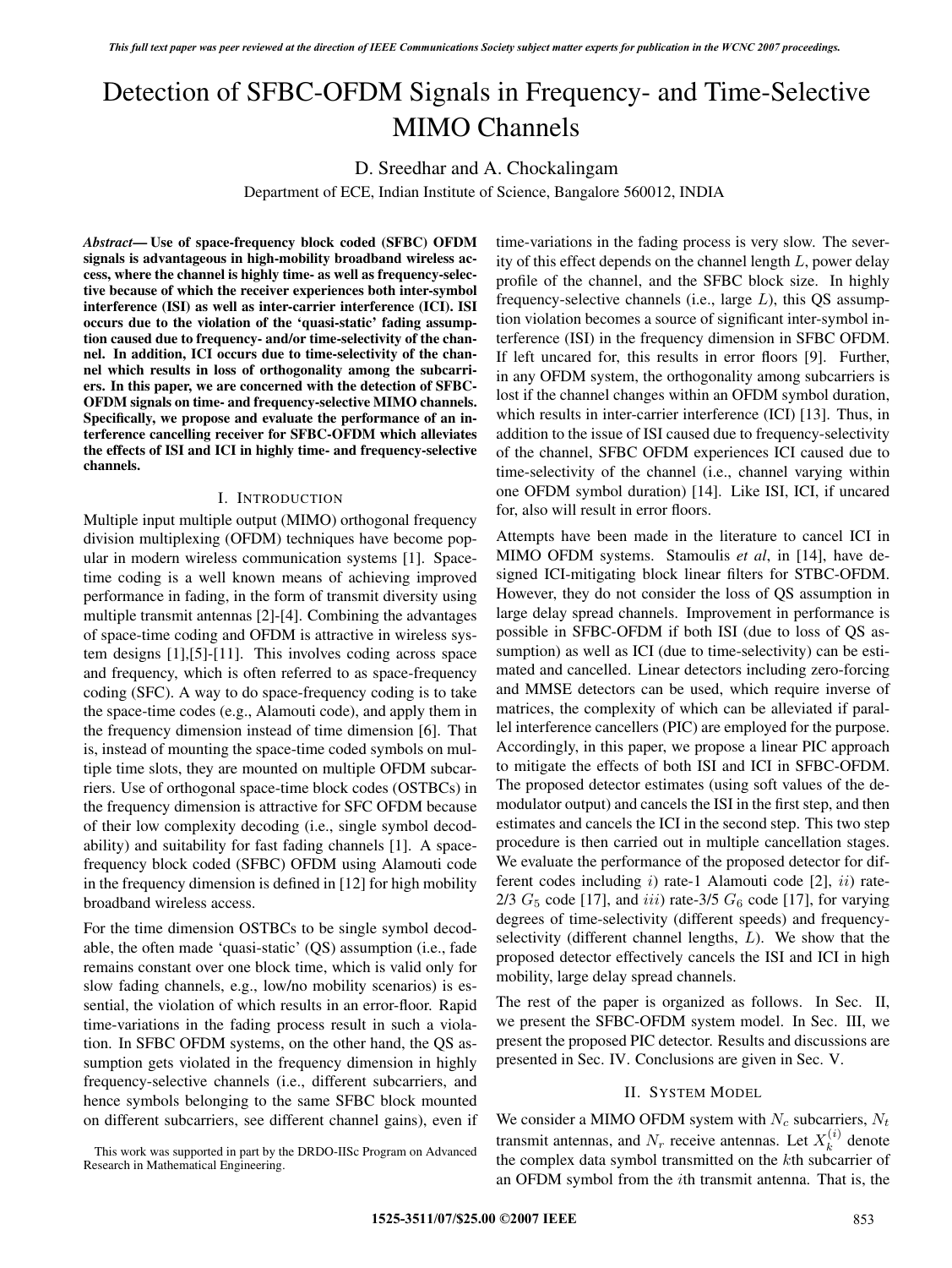# Detection of SFBC-OFDM Signals in Frequency- and Time-Selective MIMO Channels

D. Sreedhar and A. Chockalingam

Department of ECE, Indian Institute of Science, Bangalore 560012, INDIA

***Abstract*— Use of space-frequency block coded (SFBC) OFDM signals is advantageous in high-mobility broadband wireless access, where the channel is highly time- as well as frequency-selective because of which the receiver experiences both inter-symbol interference (ISI) as well as inter-carrier interference (ICI). ISI occurs due to the violation of the 'quasi-static' fading assumption caused due to frequency- and/or time-selectivity of the channel. In addition, ICI occurs due to time-selectivity of the channel which results in loss of orthogonality among the subcarriers. In this paper, we are concerned with the detection of SFBC-OFDM signals on time- and frequency-selective MIMO channels. Specifically, we propose and evaluate the performance of an interference cancelling receiver for SFBC-OFDM which alleviates the effects of ISI and ICI in highly time- and frequency-selective channels.**

## I. Introduction

Multiple input multiple output (MIMO) orthogonal frequency division multiplexing (OFDM) techniques have become popular in modern wireless communication systems [1]. Space-time coding is a well known means of achieving improved performance in fading, in the form of transmit diversity using multiple transmit antennas [2]-[4]. Combining the advantages of space-time coding and OFDM is attractive in wireless system designs [1],[5]-[11]. This involves coding across space and frequency, which is often referred to as space-frequency coding (SFC). A way to do space-frequency coding is to take the space-time codes (e.g., Alamouti code), and apply them in the frequency dimension instead of time dimension [6]. That is, instead of mounting the space-time coded symbols on multiple time slots, they are mounted on multiple OFDM subcarriers. Use of orthogonal space-time block codes (OSTBCs) in the frequency dimension is attractive for SFC OFDM because of their low complexity decoding (i.e., single symbol decodability) and suitability for fast fading channels [1]. A space-frequency block coded (SFBC) OFDM using Alamouti code in the frequency dimension is defined in [12] for high mobility broadband wireless access.

For the time dimension OSTBCs to be single symbol decodable, the often made 'quasi-static' (QS) assumption (i.e., fade remains constant over one block time, which is valid only for slow fading channels, e.g., low/no mobility scenarios) is essential, the violation of which results in an error-floor. Rapid time-variations in the fading process result in such a violation. In SFBC OFDM systems, on the other hand, the QS assumption gets violated in the frequency dimension in highly frequency-selective channels (i.e., different subcarriers, and hence symbols belonging to the same SFBC block mounted on different subcarriers, see different channel gains), even if time-variations in the fading process is very slow. The severity of this effect depends on the channel length $L$, power delay profile of the channel, and the SFBC block size. In highly frequency-selective channels (i.e., large $L$), this QS assumption violation becomes a source of significant inter-symbol interference (ISI) in the frequency dimension in STBC OFDM. If left uncared for, this results in error floors [9]. Further, in any OFDM system, the orthogonality among subcarriers is lost if the channel changes within an OFDM symbol duration, which results in inter-carrier interference (ICI) [13]. Thus, in addition to the issue of ISI caused due to frequency-selectivity of the channel, SFBC OFDM experiences ICI caused due to time-selectivity of the channel (i.e., channel varying within one OFDM symbol duration) [14]. Like ISI, ICI, if uncared for, also will result in error floors.

Attempts have been made in the literature to cancel ICI in MIMO OFDM systems. Stamoulis *et al*, in [14], have designed ICI-mitigating block linear filters for STBC-OFDM. However, they do not consider the loss of QS assumption in large delay spread channels. Improvement in performance is possible in SFBC-OFDM if both ISI (due to loss of QS assumption) as well as ICI (due to time-selectivity) can be estimated and cancelled. Linear detectors including zero-forcing and MMSE detectors can be used, which require inverse of matrices, the complexity of which can be alleviated if parallel interference cancellers (PIC) are employed for the purpose. Accordingly, in this paper, we propose a linear PIC approach to mitigate the effects of both ISI and ICI in SFBC-OFDM. The proposed detector estimates (using soft values of the demodulator output) and cancels the ISI in the first step, and then estimates and cancels the ICI in the second step. This two step procedure is then carried out in multiple cancellation stages. We evaluate the performance of the proposed detector for different codes including $i)$ rate-1 Alamouti code [2], $ii)$ rate-2/3 $G_5$ code [17], and $iii)$ rate-3/5 $G_6$ code [17], for varying degrees of time-selectivity (different speeds) and frequency-selectivity (different channel lengths, $L$). We show that the proposed detector effectively cancels the ISI and ICI in high mobility, large delay spread channels.

The rest of the paper is organized as follows. In Sec. II, we present the SFBC-OFDM system model. In Sec. III, we present the proposed PIC detector. Results and discussions are presented in Sec. IV. Conclusions are given in Sec. V.

## II. System Model

We consider a MIMO OFDM system with $N_c$ subcarriers, $N_t$ transmit antennas, and $N_r$ receive antennas. Let $X_k^{(i)}$ denote the complex data symbol transmitted on the $k$th subcarrier of an OFDM symbol from the $i$th transmit antenna. That is, the

This work was supported in part by the DRDO-IISc Program on Advanced Research in Mathematical Engineering.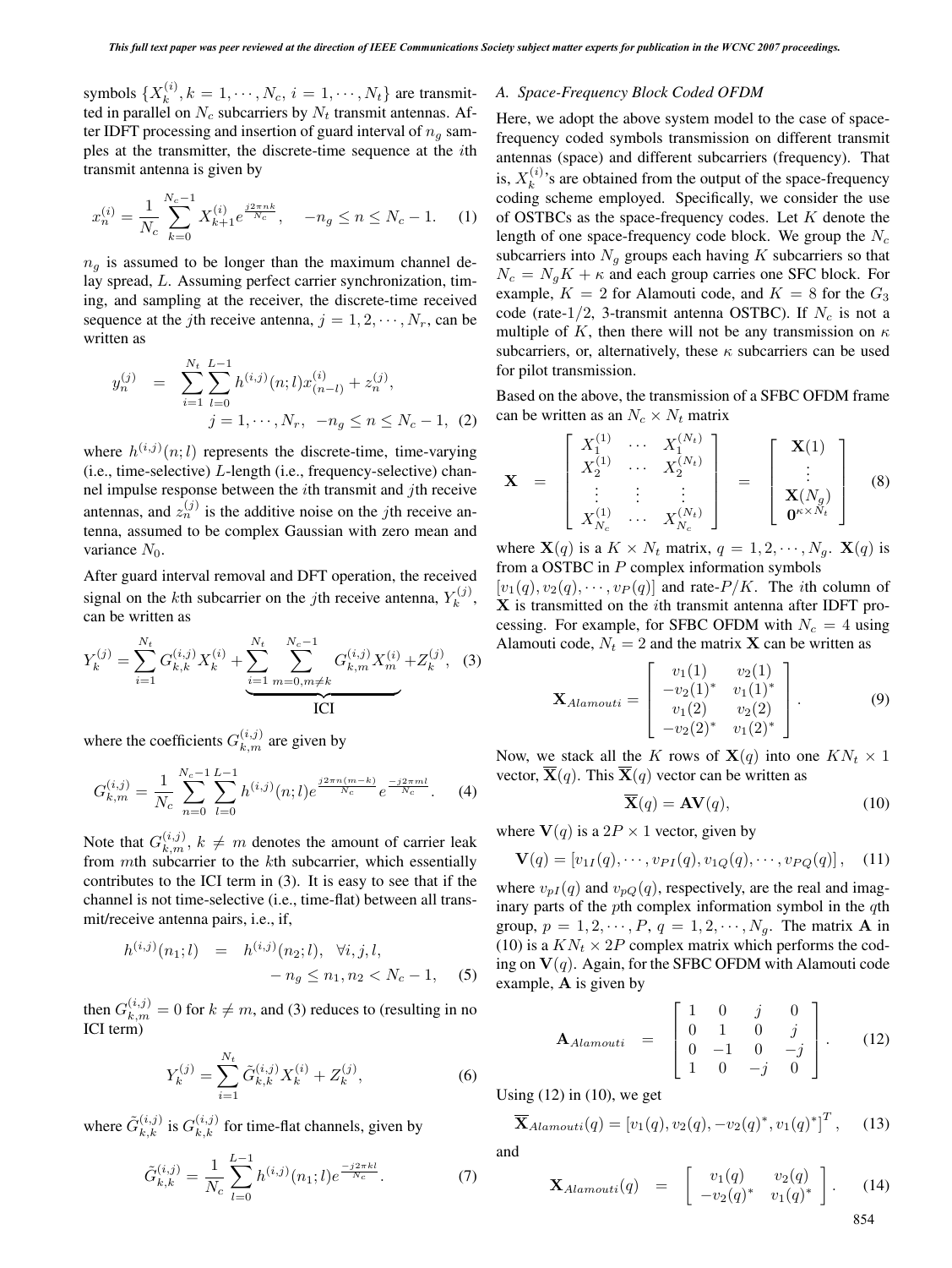symbols $\{X_k^{(i)}, k = 1, \cdots, N_c, i = 1, \cdots, N_t\}$ are transmitted in parallel on $N_c$ subcarriers by $N_t$ transmit antennas. After IDFT processing and insertion of guard interval of $n_g$ samples at the transmitter, the discrete-time sequence at the $i$th transmit antenna is given by

$$x_n^{(i)} = \frac{1}{N_c} \sum_{k=0}^{N_c-1} X_{k+1}^{(i)} e^{\frac{j2\pi nk}{N_c}}, \quad -n_g \leq n \leq N_c - 1. \quad (1)$$

$n_g$ is assumed to be longer than the maximum channel delay spread, $L$. Assuming perfect carrier synchronization, timing, and sampling at the receiver, the discrete-time received sequence at the $j$th receive antenna, $j = 1, 2, \cdots, N_r$, can be written as

$$y_n^{(j)} = \sum_{i=1}^{N_t} \sum_{l=0}^{L-1} h^{(i,j)}(n;l) x_{(n-l)}^{(i)} + z_n^{(j)}, \quad j = 1, \cdots, N_r, \; -n_g \leq n \leq N_c - 1, \quad (2)$$

where $h^{(i,j)}(n;l)$ represents the discrete-time, time-varying (i.e., time-selective) $L$-length (i.e., frequency-selective) channel impulse response between the $i$th transmit and $j$th receive antennas, and $z_n^{(j)}$ is the additive noise on the $j$th receive antenna, assumed to be complex Gaussian with zero mean and variance $N_0$.

After guard interval removal and DFT operation, the received signal on the $k$th subcarrier on the $j$th receive antenna, $Y_k^{(j)}$, can be written as

$$Y_k^{(j)} = \sum_{i=1}^{N_t} G_{k,k}^{(i,j)} X_k^{(i)} + \underbrace{\sum_{i=1}^{N_t} \sum_{m=0, m\neq k}^{N_c-1} G_{k,m}^{(i,j)} X_m^{(i)}}_{\text{ICI}} + Z_k^{(j)}, \quad (3)$$

where the coefficients $G_{k,m}^{(i,j)}$ are given by

$$G_{k,m}^{(i,j)} = \frac{1}{N_c} \sum_{n=0}^{N_c-1} \sum_{l=0}^{L-1} h^{(i,j)}(n;l) e^{\frac{j2\pi n(m-k)}{N_c}} e^{\frac{-j2\pi ml}{N_c}}. \quad (4)$$

Note that $G_{k,m}^{(i,j)}$, $k \neq m$ denotes the amount of carrier leak from $m$th subcarrier to the $k$th subcarrier, which essentially contributes to the ICI term in (3). It is easy to see that if the channel is not time-selective (i.e., time-flat) between all transmit/receive antenna pairs, i.e., if,

$$h^{(i,j)}(n_1;l) = h^{(i,j)}(n_2;l), \quad \forall i,j,l, \quad -n_g \leq n_1, n_2 < N_c - 1, \quad (5)$$

then $G_{k,m}^{(i,j)} = 0$ for $k \neq m$, and (3) reduces to (resulting in no ICI term)

$$Y_k^{(j)} = \sum_{i=1}^{N_t} \tilde{G}_{k,k}^{(i,j)} X_k^{(i)} + Z_k^{(j)}, \quad (6)$$

where $\tilde{G}_{k,k}^{(i,j)}$ is $G_{k,k}^{(i,j)}$ for time-flat channels, given by

$$\tilde{G}_{k,k}^{(i,j)} = \frac{1}{N_c} \sum_{l=0}^{L-1} h^{(i,j)}(n_1;l) e^{\frac{-j2\pi kl}{N_c}}. \quad (7)$$

### *A. Space-Frequency Block Coded OFDM*

Here, we adopt the above system model to the case of space-frequency coded symbols transmission on different transmit antennas (space) and different subcarriers (frequency). That is, $X_k^{(i)}$'s are obtained from the output of the space-frequency coding scheme employed. Specifically, we consider the use of OSTBCs as the space-frequency codes. Let $K$ denote the length of one space-frequency code block. We group the $N_c$ subcarriers into $N_g$ groups each having $K$ subcarriers so that $N_c = N_g K + \kappa$ and each group carries one SFC block. For example, $K = 2$ for Alamouti code, and $K = 8$ for the $G_3$ code (rate-1/2, 3-transmit antenna OSTBC). If $N_c$ is not a multiple of $K$, then there will not be any transmission on $\kappa$ subcarriers, or, alternatively, these $\kappa$ subcarriers can be used for pilot transmission.

Based on the above, the transmission of a SFBC OFDM frame can be written as an $N_c \times N_t$ matrix

$$\mathbf{X} = \begin{bmatrix} X_1^{(1)} & \cdots & X_1^{(N_t)} \\ X_2^{(1)} & \cdots & X_2^{(N_t)} \\ \vdots & \vdots & \vdots \\ X_{N_c}^{(1)} & \cdots & X_{N_c}^{(N_t)} \end{bmatrix} = \begin{bmatrix} \mathbf{X}(1) \\ \vdots \\ \mathbf{X}(N_g) \\ \mathbf{0}^{\kappa \times N_t} \end{bmatrix} \quad (8)$$

where $\mathbf{X}(q)$ is a $K \times N_t$ matrix, $q = 1, 2, \cdots, N_g$. $\mathbf{X}(q)$ is from a OSTBC in $P$ complex information symbols $[v_1(q), v_2(q), \cdots, v_P(q)]$ and rate-$P/K$. The $i$th column of $\mathbf{X}$ is transmitted on the $i$th transmit antenna after IDFT processing. For example, for SFBC OFDM with $N_c = 4$ using Alamouti code, $N_t = 2$ and the matrix $\mathbf{X}$ can be written as

$$\mathbf{X}_{Alamouti} = \begin{bmatrix} v_1(1) & v_2(1) \\ -v_2(1)^* & v_1(1)^* \\ v_1(2) & v_2(2) \\ -v_2(2)^* & v_1(2)^* \end{bmatrix}. \quad (9)$$

Now, we stack all the $K$ rows of $\mathbf{X}(q)$ into one $KN_t \times 1$ vector, $\overline{\mathbf{X}}(q)$. This $\overline{\mathbf{X}}(q)$ vector can be written as

$$\overline{\mathbf{X}}(q) = \mathbf{A}\mathbf{V}(q), \quad (10)$$

where $\mathbf{V}(q)$ is a $2P \times 1$ vector, given by

$$\mathbf{V}(q) = [v_{1I}(q), \cdots, v_{PI}(q), v_{1Q}(q), \cdots, v_{PQ}(q)], \quad (11)$$

where $v_{pI}(q)$ and $v_{pQ}(q)$, respectively, are the real and imaginary parts of the $p$th complex information symbol in the $q$th group, $p = 1, 2, \cdots, P$, $q = 1, 2, \cdots, N_g$. The matrix $\mathbf{A}$ in (10) is a $KN_t \times 2P$ complex matrix which performs the coding on $\mathbf{V}(q)$. Again, for the SFBC OFDM with Alamouti code example, $\mathbf{A}$ is given by

$$\mathbf{A}_{Alamouti} = \begin{bmatrix} 1 & 0 & j & 0 \\ 0 & 1 & 0 & j \\ 0 & -1 & 0 & -j \\ 1 & 0 & -j & 0 \end{bmatrix}. \quad (12)$$

Using (12) in (10), we get

$$\overline{\mathbf{X}}_{Alamouti}(q) = [v_1(q), v_2(q), -v_2(q)^*, v_1(q)^*]^T, \quad (13)$$

and

$$\mathbf{X}_{Alamouti}(q) = \begin{bmatrix} v_1(q) & v_2(q) \\ -v_2(q)^* & v_1(q)^* \end{bmatrix}. \quad (14)$$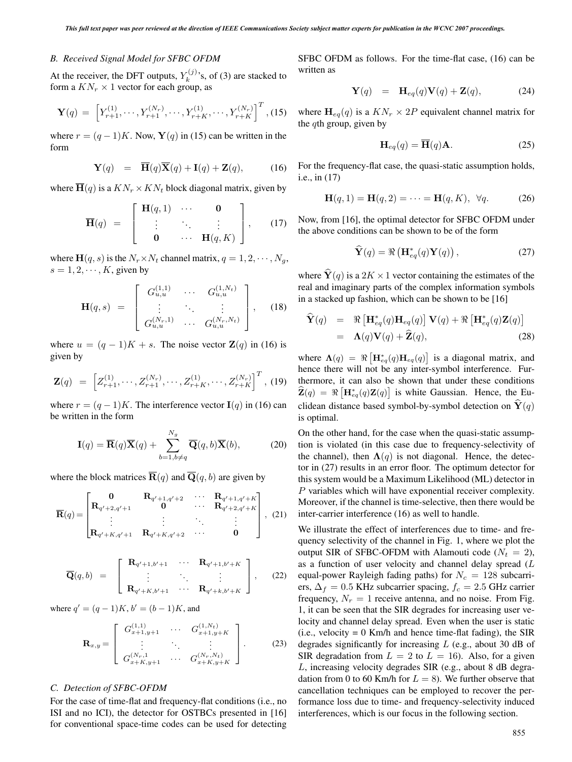### B. Received Signal Model for SFBC OFDM

At the receiver, the DFT outputs, $Y_k^{(j)}$'s, of (3) are stacked to form a $KN_r \times 1$ vector for each group, as

$$\mathbf{Y}(q) = \left[Y_{r+1}^{(1)}, \cdots, Y_{r+1}^{(N_r)}, \cdots, Y_{r+K}^{(1)}, \cdots, Y_{r+K}^{(N_r)}\right]^T, \quad (15)$$

where $r = (q-1)K$. Now, $\mathbf{Y}(q)$ in (15) can be written in the form

$$\mathbf{Y}(q) = \overline{\mathbf{H}}(q)\overline{\mathbf{X}}(q) + \mathbf{I}(q) + \mathbf{Z}(q), \quad (16)$$

where $\overline{\mathbf{H}}(q)$ is a $KN_r \times KN_t$ block diagonal matrix, given by

$$\overline{\mathbf{H}}(q) = \begin{bmatrix} \mathbf{H}(q,1) & \cdots & \mathbf{0} \\ \vdots & \ddots & \vdots \\ \mathbf{0} & \cdots & \mathbf{H}(q,K) \end{bmatrix}, \quad (17)$$

where $\mathbf{H}(q,s)$ is the $N_r \times N_t$ channel matrix, $q = 1, 2, \cdots, N_g$, $s = 1, 2, \cdots, K$, given by

$$\mathbf{H}(q,s) = \begin{bmatrix} G_{u,u}^{(1,1)} & \cdots & G_{u,u}^{(1,N_t)} \\ \vdots & \ddots & \vdots \\ G_{u,u}^{(N_r,1)} & \cdots & G_{u,u}^{(N_r,N_t)} \end{bmatrix}, \quad (18)$$

where $u = (q-1)K + s$. The noise vector $\mathbf{Z}(q)$ in (16) is given by

$$\mathbf{Z}(q) = \left[Z_{r+1}^{(1)}, \cdots, Z_{r+1}^{(N_r)}, \cdots, Z_{r+K}^{(1)}, \cdots, Z_{r+K}^{(N_r)}\right]^T, \quad (19)$$

where $r = (q-1)K$. The interference vector $\mathbf{I}(q)$ in (16) can be written in the form

$$\mathbf{I}(q) = \overline{\mathbf{R}}(q)\overline{\mathbf{X}}(q) + \sum_{b=1, b\neq q}^{N_g} \overline{\mathbf{Q}}(q,b)\overline{\mathbf{X}}(b), \quad (20)$$

where the block matrices $\overline{\mathbf{R}}(q)$ and $\overline{\mathbf{Q}}(q,b)$ are given by

$$\overline{\mathbf{R}}(q) = \begin{bmatrix} \mathbf{0} & \mathbf{R}_{q'+1,q'+2} & \cdots & \mathbf{R}_{q'+1,q'+K} \\ \mathbf{R}_{q'+2,q'+1} & \mathbf{0} & \cdots & \mathbf{R}_{q'+2,q'+K} \\ \vdots & \vdots & \ddots & \vdots \\ \mathbf{R}_{q'+K,q'+1} & \mathbf{R}_{q'+K,q'+2} & \cdots & \mathbf{0} \end{bmatrix}, \quad (21)$$

$$\overline{\mathbf{Q}}(q,b) = \begin{bmatrix} \mathbf{R}_{q'+1,b'+1} & \cdots & \mathbf{R}_{q'+1,b'+K} \\ \vdots & \ddots & \vdots \\ \mathbf{R}_{q'+K,b'+1} & \cdots & \mathbf{R}_{q'+k,b'+K} \end{bmatrix}, \quad (22)$$

where $q' = (q-1)K, b' = (b-1)K$, and

$$\mathbf{R}_{x,y} = \begin{bmatrix} G_{x+1,y+1}^{(1,1)} & \cdots & G_{x+1,y+K}^{(1,N_t)} \\ \vdots & \ddots & \vdots \\ G_{x+K,y+1}^{(N_r,1)} & \cdots & G_{x+K,y+K}^{(N_r,N_t)} \end{bmatrix}. \quad (23)$$

### C. Detection of SFBC-OFDM

For the case of time-flat and frequency-flat conditions (i.e., no ISI and no ICI), the detector for OSTBCs presented in [16] for conventional space-time codes can be used for detecting SFBC OFDM as follows. For the time-flat case, (16) can be written as

$$\mathbf{Y}(q) = \mathbf{H}_{eq}(q)\mathbf{V}(q) + \mathbf{Z}(q), \quad (24)$$

where $\mathbf{H}_{eq}(q)$ is a $KN_r \times 2P$ equivalent channel matrix for the $q$th group, given by

$$\mathbf{H}_{eq}(q) = \overline{\mathbf{H}}(q)\mathbf{A}. \quad (25)$$

For the frequency-flat case, the quasi-static assumption holds, i.e., in (17)

$$\mathbf{H}(q,1) = \mathbf{H}(q,2) = \cdots = \mathbf{H}(q,K), \ \ \forall q. \quad (26)$$

Now, from [16], the optimal detector for SFBC OFDM under the above conditions can be shown to be of the form

$$\widehat{\mathbf{Y}}(q) = \Re\left(\mathbf{H}_{eq}^{*}(q)\mathbf{Y}(q)\right), \quad (27)$$

where $\widehat{\mathbf{Y}}(q)$ is a $2K \times 1$ vector containing the estimates of the real and imaginary parts of the complex information symbols in a stacked up fashion, which can be shown to be [16]

$$\begin{aligned} \widehat{\mathbf{Y}}(q) &= \Re\left[\mathbf{H}_{eq}^{*}(q)\mathbf{H}_{eq}(q)\right]\mathbf{V}(q) + \Re\left[\mathbf{H}_{eq}^{*}(q)\mathbf{Z}(q)\right] \\ &= \mathbf{\Lambda}(q)\mathbf{V}(q) + \widehat{\mathbf{Z}}(q), \end{aligned} \quad (28)$$

where $\mathbf{\Lambda}(q) = \Re\left[\mathbf{H}_{eq}^{*}(q)\mathbf{H}_{eq}(q)\right]$ is a diagonal matrix, and hence there will not be any inter-symbol interference. Furthermore, it can also be shown that under these conditions $\widehat{\mathbf{Z}}(q) = \Re\left[\mathbf{H}_{eq}^{*}(q)\mathbf{Z}(q)\right]$ is white Gaussian. Hence, the Euclidean distance based symbol-by-symbol detection on $\widehat{\mathbf{Y}}(q)$ is optimal.

On the other hand, for the case when the quasi-static assumption is violated (in this case due to frequency-selectivity of the channel), then $\mathbf{\Lambda}(q)$ is not diagonal. Hence, the detector in (27) results in an error floor. The optimum detector for this system would be a Maximum Likelihood (ML) detector in $P$ variables which will have exponential receiver complexity. Moreover, if the channel is time-selective, then there would be inter-carrier interference (16) as well to handle.

We illustrate the effect of interferences due to time- and frequency selectivity of the channel in Fig. 1, where we plot the output SIR of SFBC-OFDM with Alamouti code ($N_t = 2$), as a function of user velocity and channel delay spread ($L$ equal-power Rayleigh fading paths) for $N_c = 128$ subcarriers, $\Delta_f = 0.5$ KHz subcarrier spacing, $f_c = 2.5$ GHz carrier frequency, $N_r = 1$ receive antenna, and no noise. From Fig. 1, it can be seen that the SIR degrades for increasing user velocity and channel delay spread. Even when the user is static (i.e., velocity = 0 Km/h and hence time-flat fading), the SIR degrades significantly for increasing $L$ (e.g., about 30 dB of SIR degradation from $L = 2$ to $L = 16$). Also, for a given $L$, increasing velocity degrades SIR (e.g., about 8 dB degradation from 0 to 60 Km/h for $L = 8$). We further observe that cancellation techniques can be employed to recover the performance loss due to time- and frequency-selectivity induced interferences, which is our focus in the following section.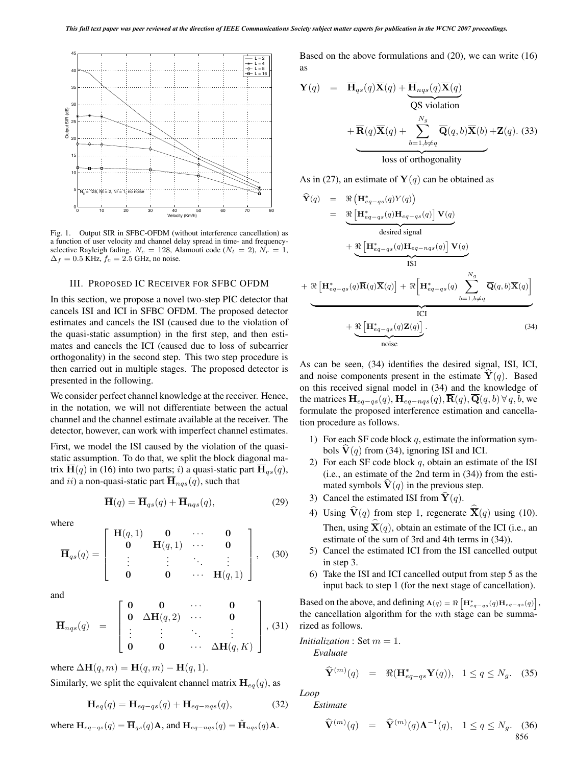Fig. 1. Output SIR in SFBC-OFDM (without interference cancellation) as a function of user velocity and channel delay spread in time- and frequency-selective Rayleigh fading. $N_c = 128$, Alamouti code ($N_t = 2$), $N_r = 1$, $\Delta_f = 0.5$ KHz, $f_c = 2.5$ GHz, no noise.

## III. Proposed IC Receiver for SFBC OFDM

In this section, we propose a novel two-step PIC detector that cancels ISI and ICI in SFBC OFDM. The proposed detector estimates and cancels the ISI (caused due to the violation of the quasi-static assumption) in the first step, and then estimates and cancels the ICI (caused due to loss of subcarrier orthogonality) in the second step. This two step procedure is then carried out in multiple stages. The proposed detector is presented in the following.

We consider perfect channel knowledge at the receiver. Hence, in the notation, we will not differentiate between the actual channel and the channel estimate available at the receiver. The detector, however, can work with imperfect channel estimates.

First, we model the ISI caused by the violation of the quasi-static assumption. To do that, we split the block diagonal matrix $\overline{\mathbf{H}}(q)$ in (16) into two parts; *i*) a quasi-static part $\overline{\mathbf{H}}_{qs}(q)$, and *ii*) a non-quasi-static part $\overline{\mathbf{H}}_{nqs}(q)$, such that

$$\overline{\mathbf{H}}(q) = \overline{\mathbf{H}}_{qs}(q) + \overline{\mathbf{H}}_{nqs}(q), \tag{29}$$

where

$$\overline{\mathbf{H}}_{qs}(q) = \begin{bmatrix} \mathbf{H}(q,1) & \mathbf{0} & \cdots & \mathbf{0} \\ \mathbf{0} & \mathbf{H}(q,1) & \cdots & \mathbf{0} \\ \vdots & \vdots & \ddots & \vdots \\ \mathbf{0} & \mathbf{0} & \cdots & \mathbf{H}(q,1) \end{bmatrix}, \tag{30}$$

and

$$\overline{\mathbf{H}}_{nqs}(q) = \begin{bmatrix} \mathbf{0} & \mathbf{0} & \cdots & \mathbf{0} \\ \mathbf{0} & \Delta\mathbf{H}(q,2) & \cdots & \mathbf{0} \\ \vdots & \vdots & \ddots & \vdots \\ \mathbf{0} & \mathbf{0} & \cdots & \Delta\mathbf{H}(q,K) \end{bmatrix}, \tag{31}$$

where $\Delta\mathbf{H}(q,m) = \mathbf{H}(q,m) - \mathbf{H}(q,1)$.

Similarly, we split the equivalent channel matrix $\mathbf{H}_{eq}(q)$, as

$$\mathbf{H}_{eq}(q) = \mathbf{H}_{eq-qs}(q) + \mathbf{H}_{eq-nqs}(q), \tag{32}$$

where $\mathbf{H}_{eq-qs}(q) = \overline{\mathbf{H}}_{qs}(q)\mathbf{A}$, and $\mathbf{H}_{eq-nqs}(q) = \tilde{\mathbf{H}}_{nqs}(q)\mathbf{A}$.

Based on the above formulations and (20), we can write (16) as

$$\mathbf{Y}(q) = \overline{\mathbf{H}}_{qs}(q)\overline{\mathbf{X}}(q) + \underbrace{\overline{\mathbf{H}}_{nqs}(q)\overline{\mathbf{X}}(q)}_{\text{QS violation}} + \underbrace{\overline{\mathbf{R}}(q)\overline{\mathbf{X}}(q) + \sum_{b=1,b\neq q}^{N_g} \overline{\mathbf{Q}}(q,b)\overline{\mathbf{X}}(b)}_{\text{loss of orthogonality}} + \mathbf{Z}(q). \tag{33}$$

As in (27), an estimate of $\mathbf{Y}(q)$ can be obtained as

$$\begin{aligned}
\widehat{\mathbf{Y}}(q) &= \Re\left(\mathbf{H}^*_{eq-qs}(q)Y(q)\right) \\
&= \underbrace{\Re\left[\mathbf{H}^*_{eq-qs}(q)\mathbf{H}_{eq-qs}(q)\right]\mathbf{V}(q)}_{\text{desired signal}} + \underbrace{\Re\left[\mathbf{H}^*_{eq-qs}(q)\mathbf{H}_{eq-nqs}(q)\right]\mathbf{V}(q)}_{\text{ISI}} \\
&\quad + \underbrace{\Re\left[\mathbf{H}^*_{eq-qs}(q)\overline{\mathbf{R}}(q)\overline{\mathbf{X}}(q)\right] + \Re\Big[\mathbf{H}^*_{eq-qs}(q)\sum_{b=1,b\neq q}^{N_g}\overline{\mathbf{Q}}(q,b)\overline{\mathbf{X}}(q)\Big]}_{\text{ICI}} \\
&\quad + \underbrace{\Re\left[\mathbf{H}^*_{eq-qs}(q)\mathbf{Z}(q)\right]}_{\text{noise}}.
\end{aligned} \tag{34}$$

As can be seen, (34) identifies the desired signal, ISI, ICI, and noise components present in the estimate $\widehat{\mathbf{Y}}(q)$. Based on this received signal model in (34) and the knowledge of the matrices $\mathbf{H}_{eq-qs}(q), \mathbf{H}_{eq-nqs}(q), \overline{\mathbf{R}}(q), \overline{\mathbf{Q}}(q,b)\,\forall\, q,b$, we formulate the proposed interference estimation and cancellation procedure as follows.

1) For each SF code block $q$, estimate the information symbols $\widehat{\mathbf{V}}(q)$ from (34), ignoring ISI and ICI.
2) For each SF code block $q$, obtain an estimate of the ISI (i.e., an estimate of the 2nd term in (34)) from the estimated symbols $\widehat{\mathbf{V}}(q)$ in the previous step.
3) Cancel the estimated ISI from $\widehat{\mathbf{Y}}(q)$.
4) Using $\widehat{\mathbf{V}}(q)$ from step 1, regenerate $\widehat{\overline{\mathbf{X}}}(q)$ using (10). Then, using $\widehat{\overline{\mathbf{X}}}(q)$, obtain an estimate of the ICI (i.e., an estimate of the sum of 3rd and 4th terms in (34)).
5) Cancel the estimated ICI from the ISI cancelled output in step 3.
6) Take the ISI and ICI cancelled output from step 5 as the input back to step 1 (for the next stage of cancellation).

Based on the above, and defining $\mathbf{\Lambda}(q) = \Re\left[\mathbf{H}^*_{eq-qs}(q)\mathbf{H}_{eq-qs}(q)\right]$, the cancellation algorithm for the $m$th stage can be summarized as follows.

*Initialization* : Set $m = 1$.

*Evaluate*

$$\widehat{\mathbf{Y}}^{(m)}(q) = \Re(\mathbf{H}^*_{eq-qs}\mathbf{Y}(q)), \quad 1 \leq q \leq N_g. \tag{35}$$

*Loop*

*Estimate*

$$\widehat{\mathbf{V}}^{(m)}(q) = \widehat{\mathbf{Y}}^{(m)}(q)\mathbf{\Lambda}^{-1}(q), \quad 1 \leq q \leq N_g. \tag{36}$$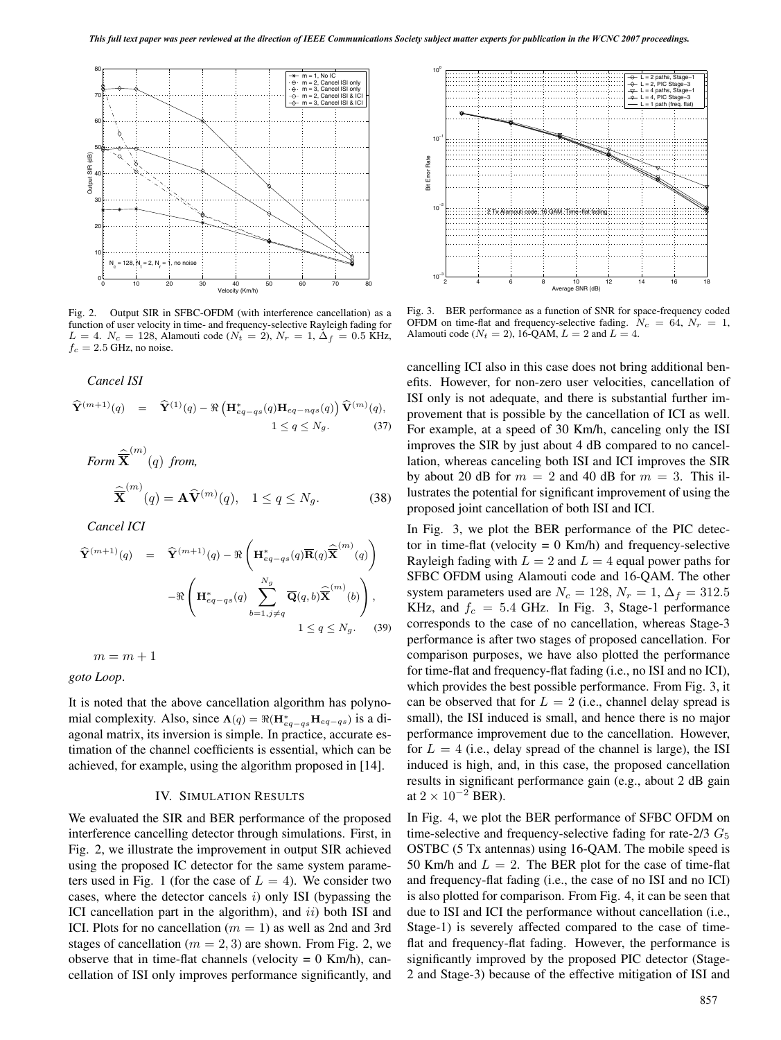Fig. 2. Output SIR in SFBC-OFDM (with interference cancellation) as a function of user velocity in time- and frequency-selective Rayleigh fading for $L = 4$. $N_c = 128$, Alamouti code ($N_t = 2$), $N_r = 1$, $\Delta_f = 0.5$ KHz, $f_c = 2.5$ GHz, no noise.

Fig. 3. BER performance as a function of SNR for space-frequency coded OFDM on time-flat and frequency-selective fading. $N_c = 64$, $N_r = 1$, Alamouti code ($N_t = 2$), 16-QAM, $L = 2$ and $L = 4$.

*Cancel ISI*

$$\widehat{\mathbf{Y}}^{(m+1)}(q) = \widehat{\mathbf{Y}}^{(1)}(q) - \Re\left(\mathbf{H}^{*}_{eq-qs}(q)\mathbf{H}_{eq-nqs}(q)\right)\widehat{\mathbf{V}}^{(m)}(q), \quad 1 \leq q \leq N_g. \tag{37}$$

*Form* $\widehat{\widehat{\mathbf{X}}}^{(m)}(q)$ *from,*

$$\widehat{\widehat{\mathbf{X}}}^{(m)}(q) = \mathbf{A}\widehat{\mathbf{V}}^{(m)}(q), \quad 1 \leq q \leq N_g. \tag{38}$$

*Cancel ICI*

$$\widehat{\mathbf{Y}}^{(m+1)}(q) = \widehat{\mathbf{Y}}^{(m+1)}(q) - \Re\left(\mathbf{H}^{*}_{eq-qs}(q)\overline{\mathbf{R}}(q)\widehat{\widehat{\mathbf{X}}}^{(m)}(q)\right) - \Re\left(\mathbf{H}^{*}_{eq-qs}(q)\sum_{b=1,j\neq q}^{N_g}\overline{\mathbf{Q}}(q,b)\widehat{\widehat{\mathbf{X}}}^{(m)}(b)\right), \quad 1 \leq q \leq N_g. \tag{39}$$

$m = m + 1$

*goto Loop*.

It is noted that the above cancellation algorithm has polynomial complexity. Also, since $\mathbf{\Lambda}(q) = \Re(\mathbf{H}^{*}_{eq-qs}\mathbf{H}_{eq-qs})$ is a diagonal matrix, its inversion is simple. In practice, accurate estimation of the channel coefficients is essential, which can be achieved, for example, using the algorithm proposed in [14].

## IV. Simulation Results

We evaluated the SIR and BER performance of the proposed interference cancelling detector through simulations. First, in Fig. 2, we illustrate the improvement in output SIR achieved using the proposed IC detector for the same system parameters used in Fig. 1 (for the case of $L = 4$). We consider two cases, where the detector cancels *i)* only ISI (bypassing the ICI cancellation part in the algorithm), and *ii)* both ISI and ICI. Plots for no cancellation ($m = 1$) as well as 2nd and 3rd stages of cancellation ($m = 2, 3$) are shown. From Fig. 2, we observe that in time-flat channels (velocity = 0 Km/h), cancellation of ISI only improves performance significantly, and cancelling ICI also in this case does not bring additional benefits. However, for non-zero user velocities, cancellation of ISI only is not adequate, and there is substantial further improvement that is possible by the cancellation of ICI as well. For example, at a speed of 30 Km/h, canceling only the ISI improves the SIR by just about 4 dB compared to no cancellation, whereas canceling both ISI and ICI improves the SIR by about 20 dB for $m = 2$ and 40 dB for $m = 3$. This illustrates the potential for significant improvement of using the proposed joint cancellation of both ISI and ICI.

In Fig. 3, we plot the BER performance of the PIC detector in time-flat (velocity = 0 Km/h) and frequency-selective Rayleigh fading with $L = 2$ and $L = 4$ equal power paths for SFBC OFDM using Alamouti code and 16-QAM. The other system parameters used are $N_c = 128$, $N_r = 1$, $\Delta_f = 312.5$ KHz, and $f_c = 5.4$ GHz. In Fig. 3, Stage-1 performance corresponds to the case of no cancellation, whereas Stage-3 performance is after two stages of proposed cancellation. For comparison purposes, we have also plotted the performance for time-flat and frequency-flat fading (i.e., no ISI and no ICI), which provides the best possible performance. From Fig. 3, it can be observed that for $L = 2$ (i.e., channel delay spread is small), the ISI induced is small, and hence there is no major performance improvement due to the cancellation. However, for $L = 4$ (i.e., delay spread of the channel is large), the ISI induced is high, and, in this case, the proposed cancellation results in significant performance gain (e.g., about 2 dB gain at $2 \times 10^{-2}$ BER).

In Fig. 4, we plot the BER performance of SFBC OFDM on time-selective and frequency-selective fading for rate-2/3 $G_5$ OSTBC (5 Tx antennas) using 16-QAM. The mobile speed is 50 Km/h and $L = 2$. The BER plot for the case of time-flat and frequency-flat fading (i.e., the case of no ISI and no ICI) is also plotted for comparison. From Fig. 4, it can be seen that due to ISI and ICI the performance without cancellation (i.e., Stage-1) is severely affected compared to the case of time-flat and frequency-flat fading. However, the performance is significantly improved by the proposed PIC detector (Stage-2 and Stage-3) because of the effective mitigation of ISI and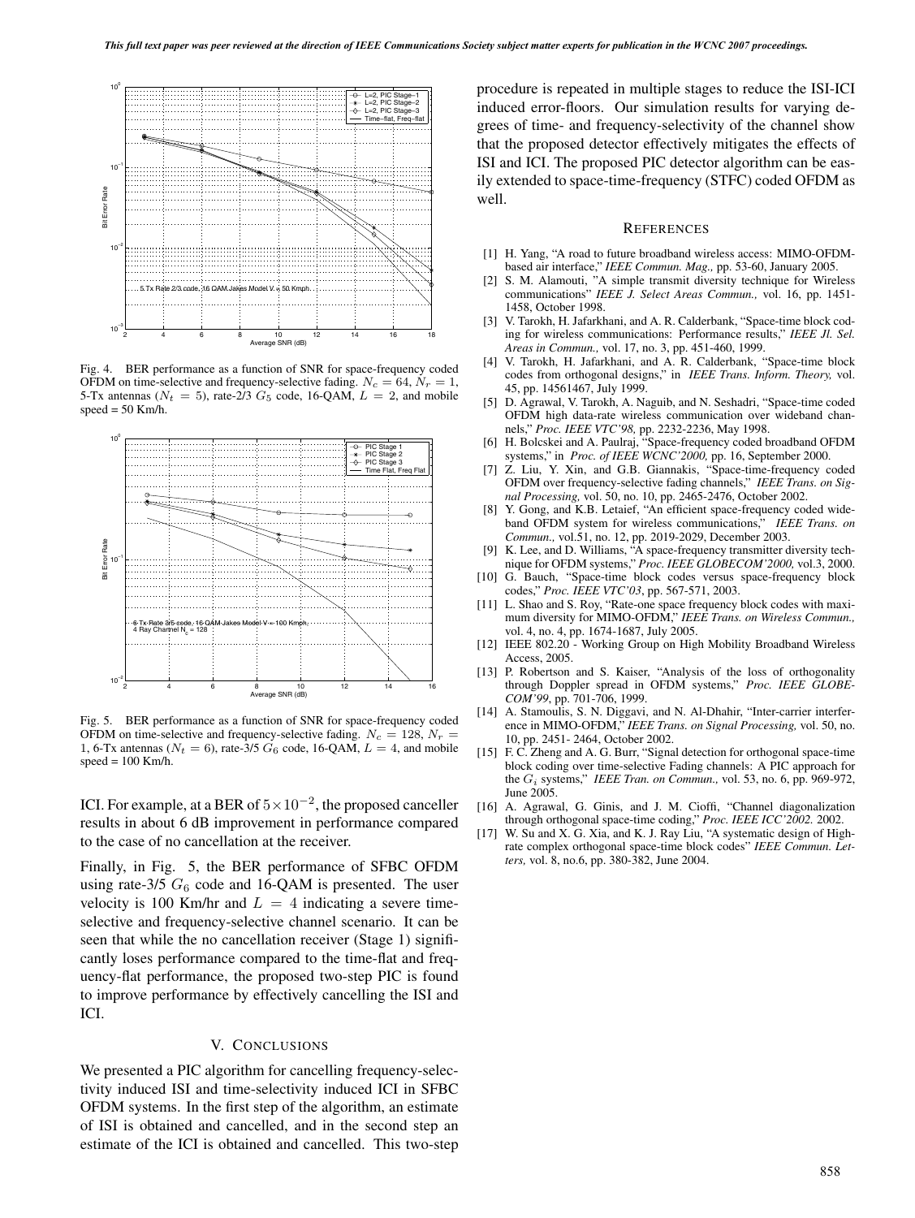Bit Error Rate

Average SNR (dB)

L=2, PIC Stage–1
L=2, PIC Stage–2
L=2, PIC Stage–3
Time–flat, Freq–flat

5 Tx Rate 2/3 code, 16 QAM Jakes Model V = 50 Kmph

Fig. 4. BER performance as a function of SNR for space-frequency coded OFDM on time-selective and frequency-selective fading. $N_c = 64$, $N_r = 1$, 5-Tx antennas ($N_t = 5$), rate-2/3 $G_5$ code, 16-QAM, $L = 2$, and mobile speed = 50 Km/h.

Bit Error Rate

Average SNR (dB)

PIC Stage 1
PIC Stage 2
PIC Stage 3
Time Flat, Freq Flat

6 Tx Rate 3/5 code, 16 QAM Jakes Model V = 100 Kmph,
4 Ray Channel $N_c$ = 128

Fig. 5. BER performance as a function of SNR for space-frequency coded OFDM on time-selective and frequency-selective fading. $N_c = 128$, $N_r = 1$, 6-Tx antennas ($N_t = 6$), rate-3/5 $G_6$ code, 16-QAM, $L = 4$, and mobile speed = 100 Km/h.

ICI. For example, at a BER of $5\times10^{-2}$, the proposed canceller results in about 6 dB improvement in performance compared to the case of no cancellation at the receiver.

Finally, in Fig. 5, the BER performance of SFBC OFDM using rate-3/5 $G_6$ code and 16-QAM is presented. The user velocity is 100 Km/hr and $L = 4$ indicating a severe time-selective and frequency-selective channel scenario. It can be seen that while the no cancellation receiver (Stage 1) significantly loses performance compared to the time-flat and frequency-flat performance, the proposed two-step PIC is found to improve performance by effectively cancelling the ISI and ICI.

## V. Conclusions

We presented a PIC algorithm for cancelling frequency-selectivity induced ISI and time-selectivity induced ICI in SFBC OFDM systems. In the first step of the algorithm, an estimate of ISI is obtained and cancelled, and in the second step an estimate of the ICI is obtained and cancelled. This two-step procedure is repeated in multiple stages to reduce the ISI-ICI induced error-floors. Our simulation results for varying degrees of time- and frequency-selectivity of the channel show that the proposed detector effectively mitigates the effects of ISI and ICI. The proposed PIC detector algorithm can be easily extended to space-time-frequency (STFC) coded OFDM as well.

## References

[1] H. Yang, "A road to future broadband wireless access: MIMO-OFDM-based air interface," *IEEE Commun. Mag.,* pp. 53-60, January 2005.

[2] S. M. Alamouti, "A simple transmit diversity technique for Wireless communications" *IEEE J. Select Areas Commun.,* vol. 16, pp. 1451-1458, October 1998.

[3] V. Tarokh, H. Jafarkhani, and A. R. Calderbank, "Space-time block coding for wireless communications: Performance results," *IEEE Jl. Sel. Areas in Commun.,* vol. 17, no. 3, pp. 451-460, 1999.

[4] V. Tarokh, H. Jafarkhani, and A. R. Calderbank, "Space-time block codes from orthogonal designs," in *IEEE Trans. Inform. Theory,* vol. 45, pp. 14561467, July 1999.

[5] D. Agrawal, V. Tarokh, A. Naguib, and N. Seshadri, "Space-time coded OFDM high data-rate wireless communication over wideband channels," *Proc. IEEE VTC'98,* pp. 2232-2236, May 1998.

[6] H. Bolcskei and A. Paulraj, "Space-frequency coded broadband OFDM systems," in *Proc. of IEEE WCNC'2000,* pp. 16, September 2000.

[7] Z. Liu, Y. Xin, and G.B. Giannakis, "Space-time-frequency coded OFDM over frequency-selective fading channels," *IEEE Trans. on Signal Processing,* vol. 50, no. 10, pp. 2465-2476, October 2002.

[8] Y. Gong, and K.B. Letaief, "An efficient space-frequency coded wideband OFDM system for wireless communications," *IEEE Trans. on Commun.,* vol.51, no. 12, pp. 2019-2029, December 2003.

[9] K. Lee, and D. Williams, "A space-frequency transmitter diversity technique for OFDM systems," *Proc. IEEE GLOBECOM'2000,* vol.3, 2000.

[10] G. Bauch, "Space-time block codes versus space-frequency block codes," *Proc. IEEE VTC'03*, pp. 567-571, 2003.

[11] L. Shao and S. Roy, "Rate-one space frequency block codes with maximum diversity for MIMO-OFDM," *IEEE Trans. on Wireless Commun.,* vol. 4, no. 4, pp. 1674-1687, July 2005.

[12] IEEE 802.20 - Working Group on High Mobility Broadband Wireless Access, 2005.

[13] P. Robertson and S. Kaiser, "Analysis of the loss of orthogonality through Doppler spread in OFDM systems," *Proc. IEEE GLOBECOM'99*, pp. 701-706, 1999.

[14] A. Stamoulis, S. N. Diggavi, and N. Al-Dhahir, "Inter-carrier interference in MIMO-OFDM," *IEEE Trans. on Signal Processing,* vol. 50, no. 10, pp. 2451- 2464, October 2002.

[15] F. C. Zheng and A. G. Burr, "Signal detection for orthogonal space-time block coding over time-selective Fading channels: A PIC approach for the $G_i$ systems," *IEEE Tran. on Commun.,* vol. 53, no. 6, pp. 969-972, June 2005.

[16] A. Agrawal, G. Ginis, and J. M. Cioffi, "Channel diagonalization through orthogonal space-time coding," *Proc. IEEE ICC'2002.* 2002.

[17] W. Su and X. G. Xia, and K. J. Ray Liu, "A systematic design of High-rate complex orthogonal space-time block codes" *IEEE Commun. Letters,* vol. 8, no.6, pp. 380-382, June 2004.